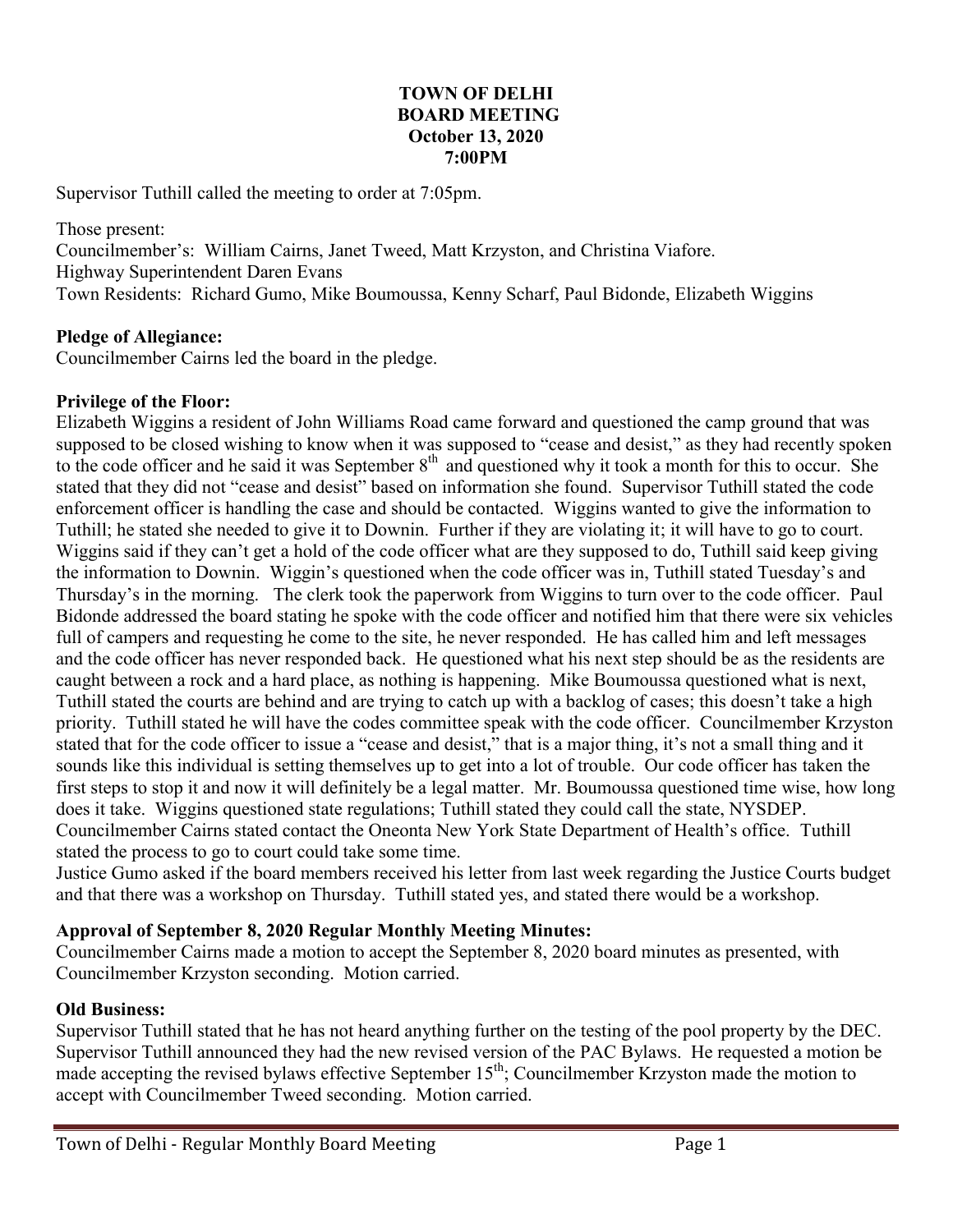# TOWN OF DELHI
## BOARD MEETING
### October 13, 2020
### 7:00PM

Supervisor Tuthill called the meeting to order at 7:05pm.

Those present:
Councilmember's: William Cairns, Janet Tweed, Matt Krzyston, and Christina Viafore.
Highway Superintendent Daren Evans
Town Residents: Richard Gumo, Mike Boumoussa, Kenny Scharf, Paul Bidonde, Elizabeth Wiggins

**Pledge of Allegiance:**
Councilmember Cairns led the board in the pledge.

**Privilege of the Floor:**
Elizabeth Wiggins a resident of John Williams Road came forward and questioned the camp ground that was supposed to be closed wishing to know when it was supposed to "cease and desist," as they had recently spoken to the code officer and he said it was September 8th and questioned why it took a month for this to occur. She stated that they did not "cease and desist" based on information she found. Supervisor Tuthill stated the code enforcement officer is handling the case and should be contacted. Wiggins wanted to give the information to Tuthill; he stated she needed to give it to Downin. Further if they are violating it; it will have to go to court. Wiggins said if they can't get a hold of the code officer what are they supposed to do, Tuthill said keep giving the information to Downin. Wiggin's questioned when the code officer was in, Tuthill stated Tuesday's and Thursday's in the morning. The clerk took the paperwork from Wiggins to turn over to the code officer. Paul Bidonde addressed the board stating he spoke with the code officer and notified him that there were six vehicles full of campers and requesting he come to the site, he never responded. He has called him and left messages and the code officer has never responded back. He questioned what his next step should be as the residents are caught between a rock and a hard place, as nothing is happening. Mike Boumoussa questioned what is next, Tuthill stated the courts are behind and are trying to catch up with a backlog of cases; this doesn't take a high priority. Tuthill stated he will have the codes committee speak with the code officer. Councilmember Krzyston stated that for the code officer to issue a "cease and desist," that is a major thing, it's not a small thing and it sounds like this individual is setting themselves up to get into a lot of trouble. Our code officer has taken the first steps to stop it and now it will definitely be a legal matter. Mr. Boumoussa questioned time wise, how long does it take. Wiggins questioned state regulations; Tuthill stated they could call the state, NYSDEP. Councilmember Cairns stated contact the Oneonta New York State Department of Health's office. Tuthill stated the process to go to court could take some time.
Justice Gumo asked if the board members received his letter from last week regarding the Justice Courts budget and that there was a workshop on Thursday. Tuthill stated yes, and stated there would be a workshop.

**Approval of September 8, 2020 Regular Monthly Meeting Minutes:**
Councilmember Cairns made a motion to accept the September 8, 2020 board minutes as presented, with Councilmember Krzyston seconding. Motion carried.

**Old Business:**
Supervisor Tuthill stated that he has not heard anything further on the testing of the pool property by the DEC. Supervisor Tuthill announced they had the new revised version of the PAC Bylaws. He requested a motion be made accepting the revised bylaws effective September 15th; Councilmember Krzyston made the motion to accept with Councilmember Tweed seconding. Motion carried.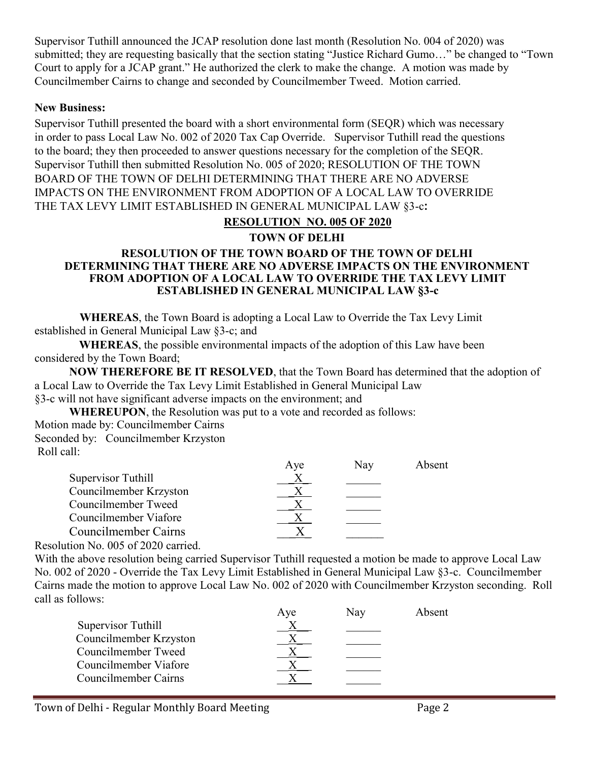Supervisor Tuthill announced the JCAP resolution done last month (Resolution No. 004 of 2020) was submitted; they are requesting basically that the section stating "Justice Richard Gumo…" be changed to "Town Court to apply for a JCAP grant." He authorized the clerk to make the change. A motion was made by Councilmember Cairns to change and seconded by Councilmember Tweed. Motion carried.

**New Business:**

Supervisor Tuthill presented the board with a short environmental form (SEQR) which was necessary in order to pass Local Law No. 002 of 2020 Tax Cap Override. Supervisor Tuthill read the questions to the board; they then proceeded to answer questions necessary for the completion of the SEQR. Supervisor Tuthill then submitted Resolution No. 005 of 2020; RESOLUTION OF THE TOWN BOARD OF THE TOWN OF DELHI DETERMINING THAT THERE ARE NO ADVERSE IMPACTS ON THE ENVIRONMENT FROM ADOPTION OF A LOCAL LAW TO OVERRIDE THE TAX LEVY LIMIT ESTABLISHED IN GENERAL MUNICIPAL LAW §3-c**:**

**RESOLUTION NO. 005 OF 2020**

**TOWN OF DELHI**

**RESOLUTION OF THE TOWN BOARD OF THE TOWN OF DELHI DETERMINING THAT THERE ARE NO ADVERSE IMPACTS ON THE ENVIRONMENT FROM ADOPTION OF A LOCAL LAW TO OVERRIDE THE TAX LEVY LIMIT ESTABLISHED IN GENERAL MUNICIPAL LAW §3-c**

**WHEREAS**, the Town Board is adopting a Local Law to Override the Tax Levy Limit established in General Municipal Law §3-c; and

**WHEREAS**, the possible environmental impacts of the adoption of this Law have been considered by the Town Board;

**NOW THEREFORE BE IT RESOLVED**, that the Town Board has determined that the adoption of a Local Law to Override the Tax Levy Limit Established in General Municipal Law §3-c will not have significant adverse impacts on the environment; and

**WHEREUPON**, the Resolution was put to a vote and recorded as follows:

Motion made by: Councilmember Cairns

Seconded by: Councilmember Krzyston

Roll call:

| | Aye | Nay | Absent |
|---|---|---|---|
| Supervisor Tuthill | X | | |
| Councilmember Krzyston | X | | |
| Councilmember Tweed | X | | |
| Councilmember Viafore | X | | |
| Councilmember Cairns | X | | |

Resolution No. 005 of 2020 carried.

With the above resolution being carried Supervisor Tuthill requested a motion be made to approve Local Law No. 002 of 2020 - Override the Tax Levy Limit Established in General Municipal Law §3-c. Councilmember Cairns made the motion to approve Local Law No. 002 of 2020 with Councilmember Krzyston seconding. Roll call as follows:

| | Aye | Nay | Absent |
|---|---|---|---|
| Supervisor Tuthill | X | | |
| Councilmember Krzyston | X | | |
| Councilmember Tweed | X | | |
| Councilmember Viafore | X | | |
| Councilmember Cairns | X | | |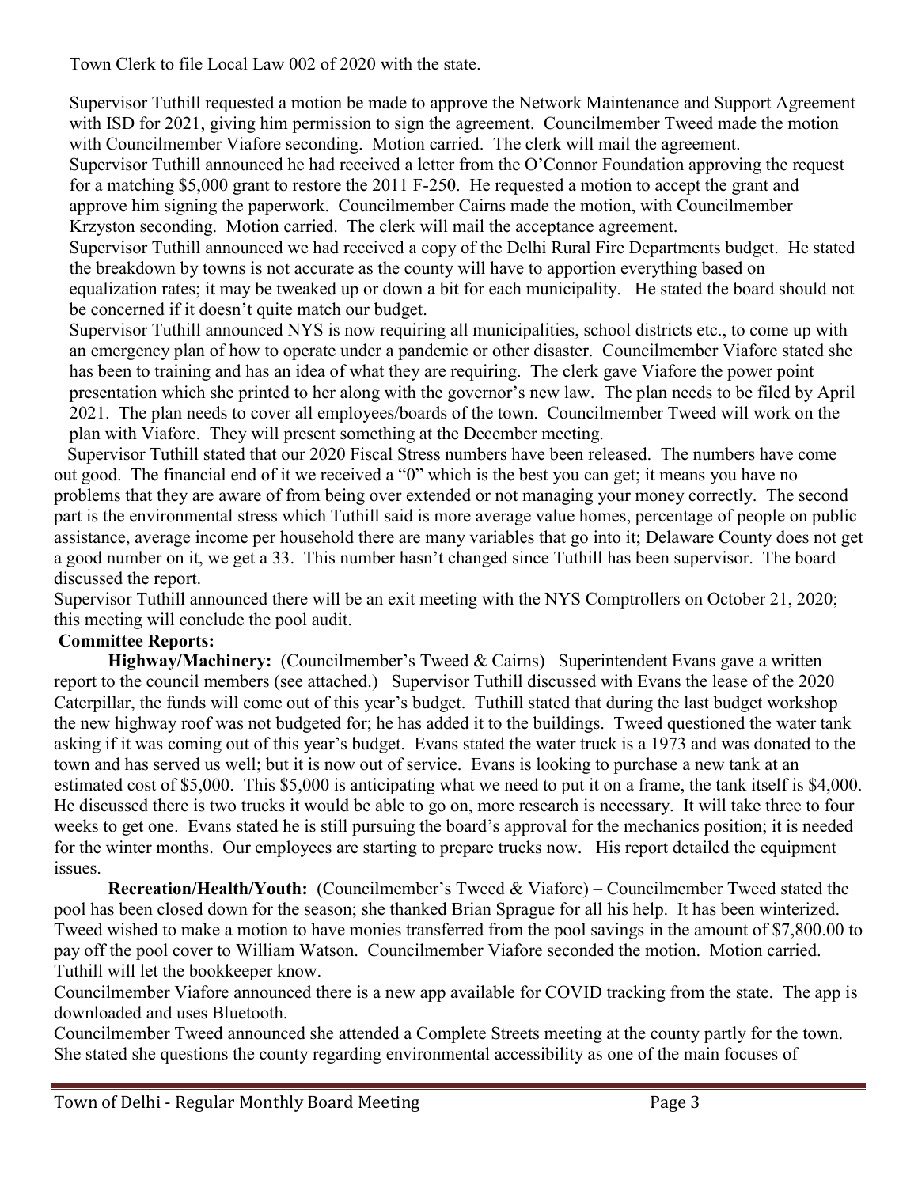Town Clerk to file Local Law 002 of 2020 with the state.

Supervisor Tuthill requested a motion be made to approve the Network Maintenance and Support Agreement with ISD for 2021, giving him permission to sign the agreement. Councilmember Tweed made the motion with Councilmember Viafore seconding. Motion carried. The clerk will mail the agreement.

Supervisor Tuthill announced he had received a letter from the O'Connor Foundation approving the request for a matching $5,000 grant to restore the 2011 F-250. He requested a motion to accept the grant and approve him signing the paperwork. Councilmember Cairns made the motion, with Councilmember Krzyston seconding. Motion carried. The clerk will mail the acceptance agreement.

Supervisor Tuthill announced we had received a copy of the Delhi Rural Fire Departments budget. He stated the breakdown by towns is not accurate as the county will have to apportion everything based on equalization rates; it may be tweaked up or down a bit for each municipality. He stated the board should not be concerned if it doesn't quite match our budget.

Supervisor Tuthill announced NYS is now requiring all municipalities, school districts etc., to come up with an emergency plan of how to operate under a pandemic or other disaster. Councilmember Viafore stated she has been to training and has an idea of what they are requiring. The clerk gave Viafore the power point presentation which she printed to her along with the governor's new law. The plan needs to be filed by April 2021. The plan needs to cover all employees/boards of the town. Councilmember Tweed will work on the plan with Viafore. They will present something at the December meeting.

Supervisor Tuthill stated that our 2020 Fiscal Stress numbers have been released. The numbers have come out good. The financial end of it we received a "0" which is the best you can get; it means you have no problems that they are aware of from being over extended or not managing your money correctly. The second part is the environmental stress which Tuthill said is more average value homes, percentage of people on public assistance, average income per household there are many variables that go into it; Delaware County does not get a good number on it, we get a 33. This number hasn't changed since Tuthill has been supervisor. The board discussed the report.

Supervisor Tuthill announced there will be an exit meeting with the NYS Comptrollers on October 21, 2020; this meeting will conclude the pool audit.

**Committee Reports:**

**Highway/Machinery:** (Councilmember's Tweed & Cairns) –Superintendent Evans gave a written report to the council members (see attached.) Supervisor Tuthill discussed with Evans the lease of the 2020 Caterpillar, the funds will come out of this year's budget. Tuthill stated that during the last budget workshop the new highway roof was not budgeted for; he has added it to the buildings. Tweed questioned the water tank asking if it was coming out of this year's budget. Evans stated the water truck is a 1973 and was donated to the town and has served us well; but it is now out of service. Evans is looking to purchase a new tank at an estimated cost of $5,000. This $5,000 is anticipating what we need to put it on a frame, the tank itself is $4,000. He discussed there is two trucks it would be able to go on, more research is necessary. It will take three to four weeks to get one. Evans stated he is still pursuing the board's approval for the mechanics position; it is needed for the winter months. Our employees are starting to prepare trucks now. His report detailed the equipment issues.

**Recreation/Health/Youth:** (Councilmember's Tweed & Viafore) – Councilmember Tweed stated the pool has been closed down for the season; she thanked Brian Sprague for all his help. It has been winterized. Tweed wished to make a motion to have monies transferred from the pool savings in the amount of $7,800.00 to pay off the pool cover to William Watson. Councilmember Viafore seconded the motion. Motion carried. Tuthill will let the bookkeeper know.

Councilmember Viafore announced there is a new app available for COVID tracking from the state. The app is downloaded and uses Bluetooth.

Councilmember Tweed announced she attended a Complete Streets meeting at the county partly for the town. She stated she questions the county regarding environmental accessibility as one of the main focuses of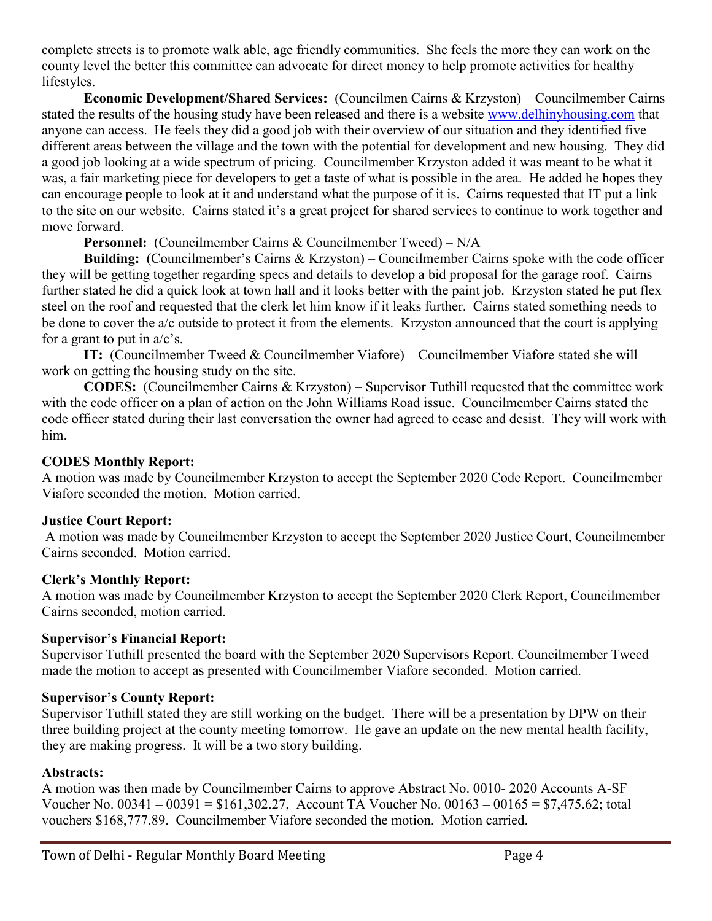complete streets is to promote walk able, age friendly communities. She feels the more they can work on the county level the better this committee can advocate for direct money to help promote activities for healthy lifestyles.

**Economic Development/Shared Services:** (Councilmen Cairns & Krzyston) – Councilmember Cairns stated the results of the housing study have been released and there is a website www.delhinyhousing.com that anyone can access. He feels they did a good job with their overview of our situation and they identified five different areas between the village and the town with the potential for development and new housing. They did a good job looking at a wide spectrum of pricing. Councilmember Krzyston added it was meant to be what it was, a fair marketing piece for developers to get a taste of what is possible in the area. He added he hopes they can encourage people to look at it and understand what the purpose of it is. Cairns requested that IT put a link to the site on our website. Cairns stated it's a great project for shared services to continue to work together and move forward.

**Personnel:** (Councilmember Cairns & Councilmember Tweed) – N/A

**Building:** (Councilmember's Cairns & Krzyston) – Councilmember Cairns spoke with the code officer they will be getting together regarding specs and details to develop a bid proposal for the garage roof. Cairns further stated he did a quick look at town hall and it looks better with the paint job. Krzyston stated he put flex steel on the roof and requested that the clerk let him know if it leaks further. Cairns stated something needs to be done to cover the a/c outside to protect it from the elements. Krzyston announced that the court is applying for a grant to put in a/c's.

**IT:** (Councilmember Tweed & Councilmember Viafore) – Councilmember Viafore stated she will work on getting the housing study on the site.

**CODES:** (Councilmember Cairns & Krzyston) – Supervisor Tuthill requested that the committee work with the code officer on a plan of action on the John Williams Road issue. Councilmember Cairns stated the code officer stated during their last conversation the owner had agreed to cease and desist. They will work with him.

**CODES Monthly Report:**

A motion was made by Councilmember Krzyston to accept the September 2020 Code Report. Councilmember Viafore seconded the motion. Motion carried.

**Justice Court Report:**

A motion was made by Councilmember Krzyston to accept the September 2020 Justice Court, Councilmember Cairns seconded. Motion carried.

**Clerk's Monthly Report:**

A motion was made by Councilmember Krzyston to accept the September 2020 Clerk Report, Councilmember Cairns seconded, motion carried.

**Supervisor's Financial Report:**

Supervisor Tuthill presented the board with the September 2020 Supervisors Report. Councilmember Tweed made the motion to accept as presented with Councilmember Viafore seconded. Motion carried.

**Supervisor's County Report:**

Supervisor Tuthill stated they are still working on the budget. There will be a presentation by DPW on their three building project at the county meeting tomorrow. He gave an update on the new mental health facility, they are making progress. It will be a two story building.

**Abstracts:**

A motion was then made by Councilmember Cairns to approve Abstract No. 0010- 2020 Accounts A-SF Voucher No. 00341 – 00391 = $161,302.27, Account TA Voucher No. 00163 – 00165 = $7,475.62; total vouchers $168,777.89. Councilmember Viafore seconded the motion. Motion carried.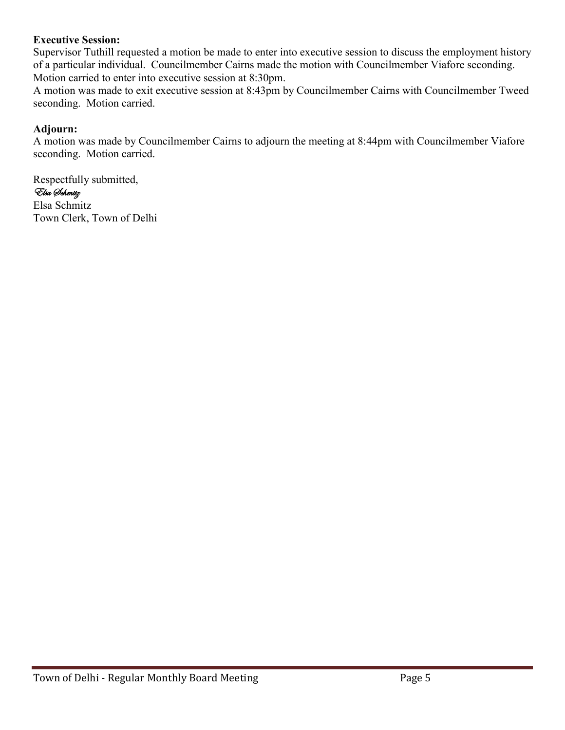**Executive Session:**
Supervisor Tuthill requested a motion be made to enter into executive session to discuss the employment history of a particular individual. Councilmember Cairns made the motion with Councilmember Viafore seconding. Motion carried to enter into executive session at 8:30pm.
A motion was made to exit executive session at 8:43pm by Councilmember Cairns with Councilmember Tweed seconding. Motion carried.

**Adjourn:**
A motion was made by Councilmember Cairns to adjourn the meeting at 8:44pm with Councilmember Viafore seconding. Motion carried.

Respectfully submitted,
*Elsa Schmitz*
Elsa Schmitz
Town Clerk, Town of Delhi